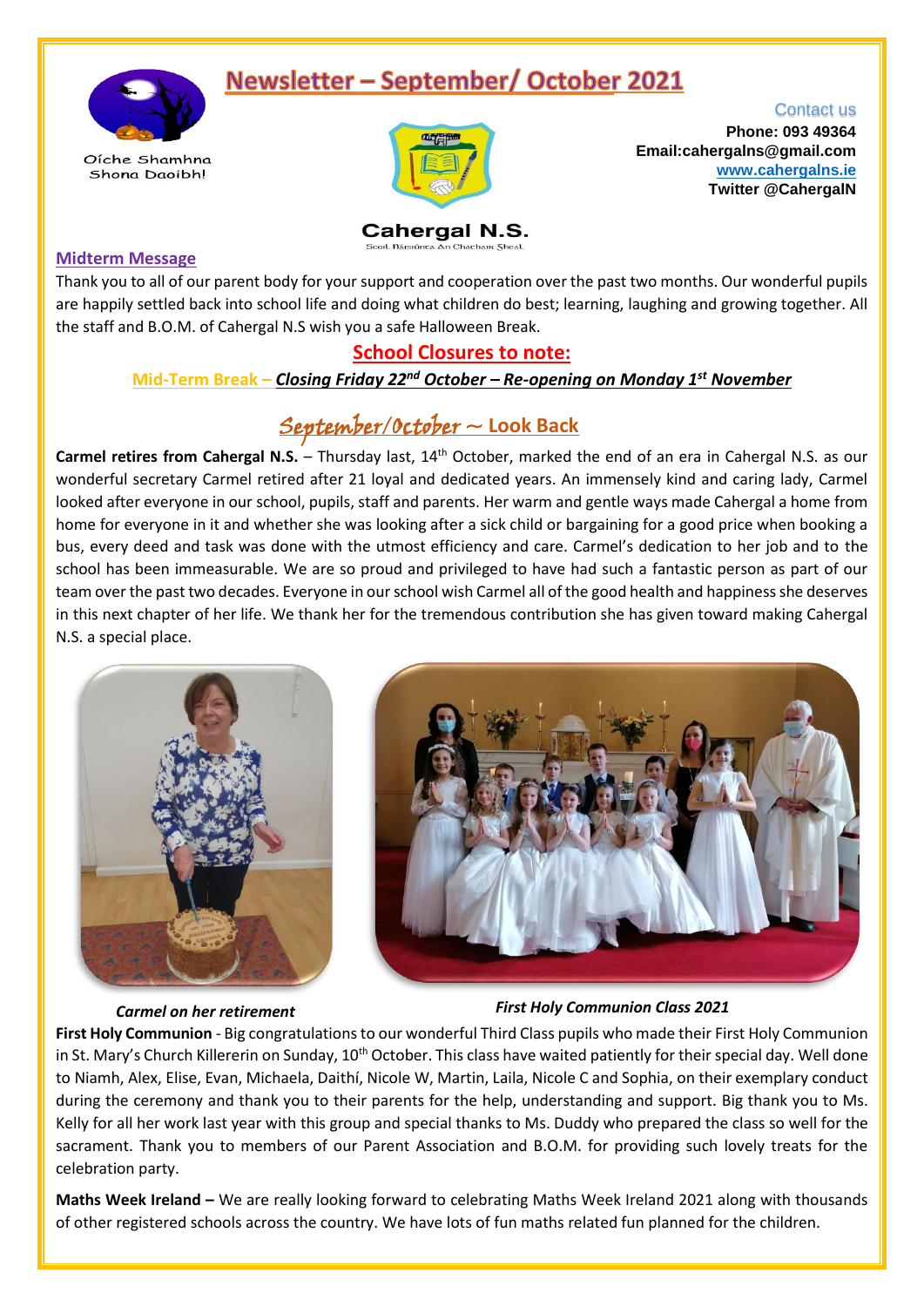# Newsletter – September/ October 2021

Oíche Shamhna Shona Daoibh!

Cahergal N.S.

Scoil Náisiúnta An Chathair Gheal

Contact us

**Phone: 093 49364**
**Email:cahergalns@gmail.com**
**www.cahergalns.ie**
**Twitter @CahergalN**

## Midterm Message

Thank you to all of our parent body for your support and cooperation over the past two months. Our wonderful pupils are happily settled back into school life and doing what children do best; learning, laughing and growing together. All the staff and B.O.M. of Cahergal N.S wish you a safe Halloween Break.

## School Closures to note:

**Mid-Term Break –** ***Closing Friday 22nd October – Re-opening on Monday 1st November***

## September/October ~ Look Back

**Carmel retires from Cahergal N.S.** – Thursday last, 14th October, marked the end of an era in Cahergal N.S. as our wonderful secretary Carmel retired after 21 loyal and dedicated years. An immensely kind and caring lady, Carmel looked after everyone in our school, pupils, staff and parents. Her warm and gentle ways made Cahergal a home from home for everyone in it and whether she was looking after a sick child or bargaining for a good price when booking a bus, every deed and task was done with the utmost efficiency and care. Carmel's dedication to her job and to the school has been immeasurable. We are so proud and privileged to have had such a fantastic person as part of our team over the past two decades. Everyone in our school wish Carmel all of the good health and happiness she deserves in this next chapter of her life. We thank her for the tremendous contribution she has given toward making Cahergal N.S. a special place.

***Carmel on her retirement***

***First Holy Communion Class 2021***

**First Holy Communion** - Big congratulations to our wonderful Third Class pupils who made their First Holy Communion in St. Mary's Church Killererin on Sunday, 10th October. This class have waited patiently for their special day. Well done to Niamh, Alex, Elise, Evan, Michaela, Daithí, Nicole W, Martin, Laila, Nicole C and Sophia, on their exemplary conduct during the ceremony and thank you to their parents for the help, understanding and support. Big thank you to Ms. Kelly for all her work last year with this group and special thanks to Ms. Duddy who prepared the class so well for the sacrament. Thank you to members of our Parent Association and B.O.M. for providing such lovely treats for the celebration party.

**Maths Week Ireland –** We are really looking forward to celebrating Maths Week Ireland 2021 along with thousands of other registered schools across the country. We have lots of fun maths related fun planned for the children.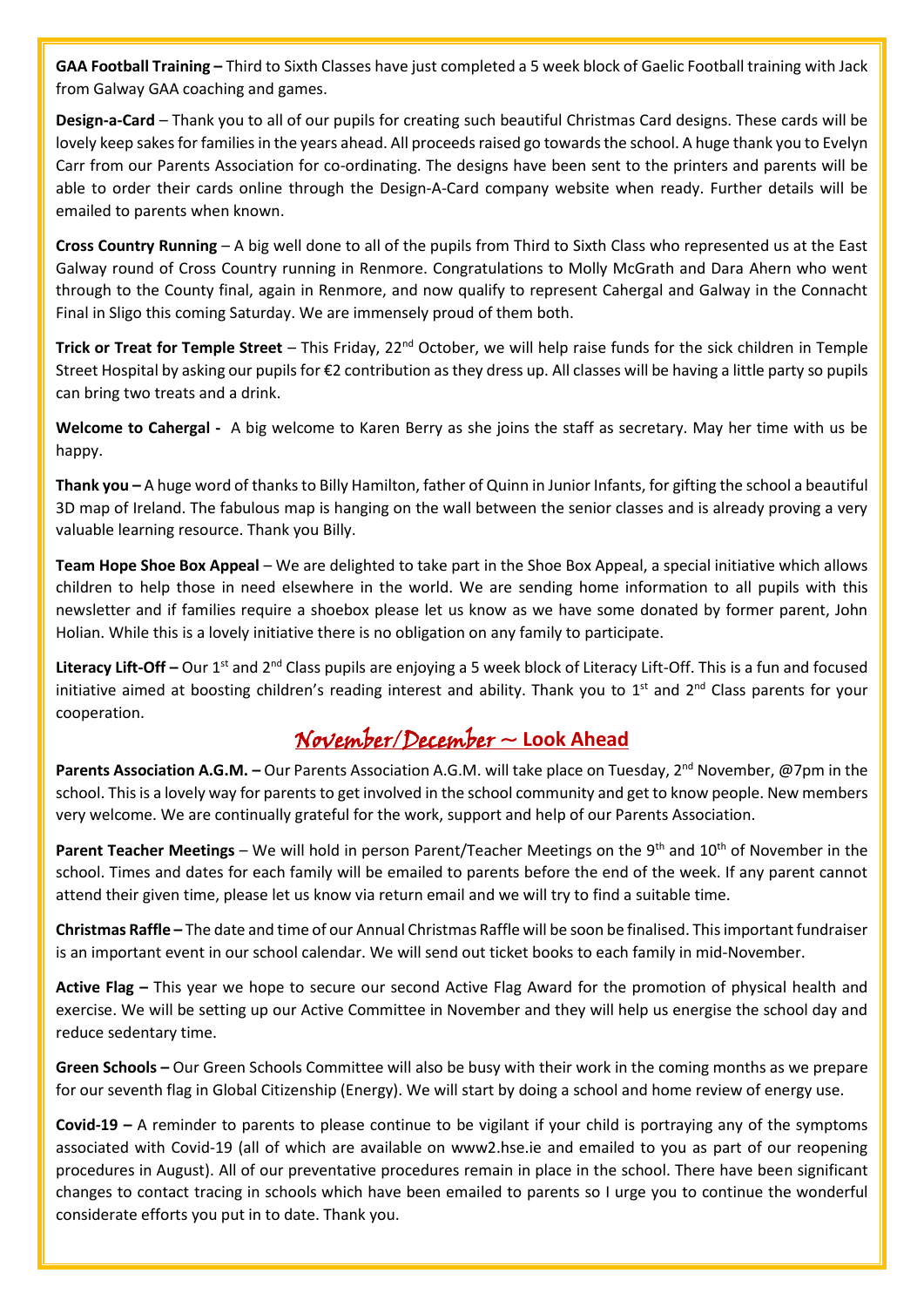**GAA Football Training –** Third to Sixth Classes have just completed a 5 week block of Gaelic Football training with Jack from Galway GAA coaching and games.

**Design-a-Card** – Thank you to all of our pupils for creating such beautiful Christmas Card designs. These cards will be lovely keep sakes for families in the years ahead. All proceeds raised go towards the school. A huge thank you to Evelyn Carr from our Parents Association for co-ordinating. The designs have been sent to the printers and parents will be able to order their cards online through the Design-A-Card company website when ready. Further details will be emailed to parents when known.

**Cross Country Running** – A big well done to all of the pupils from Third to Sixth Class who represented us at the East Galway round of Cross Country running in Renmore. Congratulations to Molly McGrath and Dara Ahern who went through to the County final, again in Renmore, and now qualify to represent Cahergal and Galway in the Connacht Final in Sligo this coming Saturday. We are immensely proud of them both.

**Trick or Treat for Temple Street** – This Friday, 22nd October, we will help raise funds for the sick children in Temple Street Hospital by asking our pupils for €2 contribution as they dress up. All classes will be having a little party so pupils can bring two treats and a drink.

**Welcome to Cahergal -** A big welcome to Karen Berry as she joins the staff as secretary. May her time with us be happy.

**Thank you –** A huge word of thanks to Billy Hamilton, father of Quinn in Junior Infants, for gifting the school a beautiful 3D map of Ireland. The fabulous map is hanging on the wall between the senior classes and is already proving a very valuable learning resource. Thank you Billy.

**Team Hope Shoe Box Appeal** – We are delighted to take part in the Shoe Box Appeal, a special initiative which allows children to help those in need elsewhere in the world. We are sending home information to all pupils with this newsletter and if families require a shoebox please let us know as we have some donated by former parent, John Holian. While this is a lovely initiative there is no obligation on any family to participate.

**Literacy Lift-Off –** Our 1st and 2nd Class pupils are enjoying a 5 week block of Literacy Lift-Off. This is a fun and focused initiative aimed at boosting children's reading interest and ability. Thank you to 1st and 2nd Class parents for your cooperation.

## *November/December* ~ Look Ahead

**Parents Association A.G.M. –** Our Parents Association A.G.M. will take place on Tuesday, 2nd November, @7pm in the school. This is a lovely way for parents to get involved in the school community and get to know people. New members very welcome. We are continually grateful for the work, support and help of our Parents Association.

**Parent Teacher Meetings** – We will hold in person Parent/Teacher Meetings on the 9th and 10th of November in the school. Times and dates for each family will be emailed to parents before the end of the week. If any parent cannot attend their given time, please let us know via return email and we will try to find a suitable time.

**Christmas Raffle –** The date and time of our Annual Christmas Raffle will be soon be finalised. This important fundraiser is an important event in our school calendar. We will send out ticket books to each family in mid-November.

**Active Flag –** This year we hope to secure our second Active Flag Award for the promotion of physical health and exercise. We will be setting up our Active Committee in November and they will help us energise the school day and reduce sedentary time.

**Green Schools –** Our Green Schools Committee will also be busy with their work in the coming months as we prepare for our seventh flag in Global Citizenship (Energy). We will start by doing a school and home review of energy use.

**Covid-19 –** A reminder to parents to please continue to be vigilant if your child is portraying any of the symptoms associated with Covid-19 (all of which are available on www2.hse.ie and emailed to you as part of our reopening procedures in August). All of our preventative procedures remain in place in the school. There have been significant changes to contact tracing in schools which have been emailed to parents so I urge you to continue the wonderful considerate efforts you put in to date. Thank you.